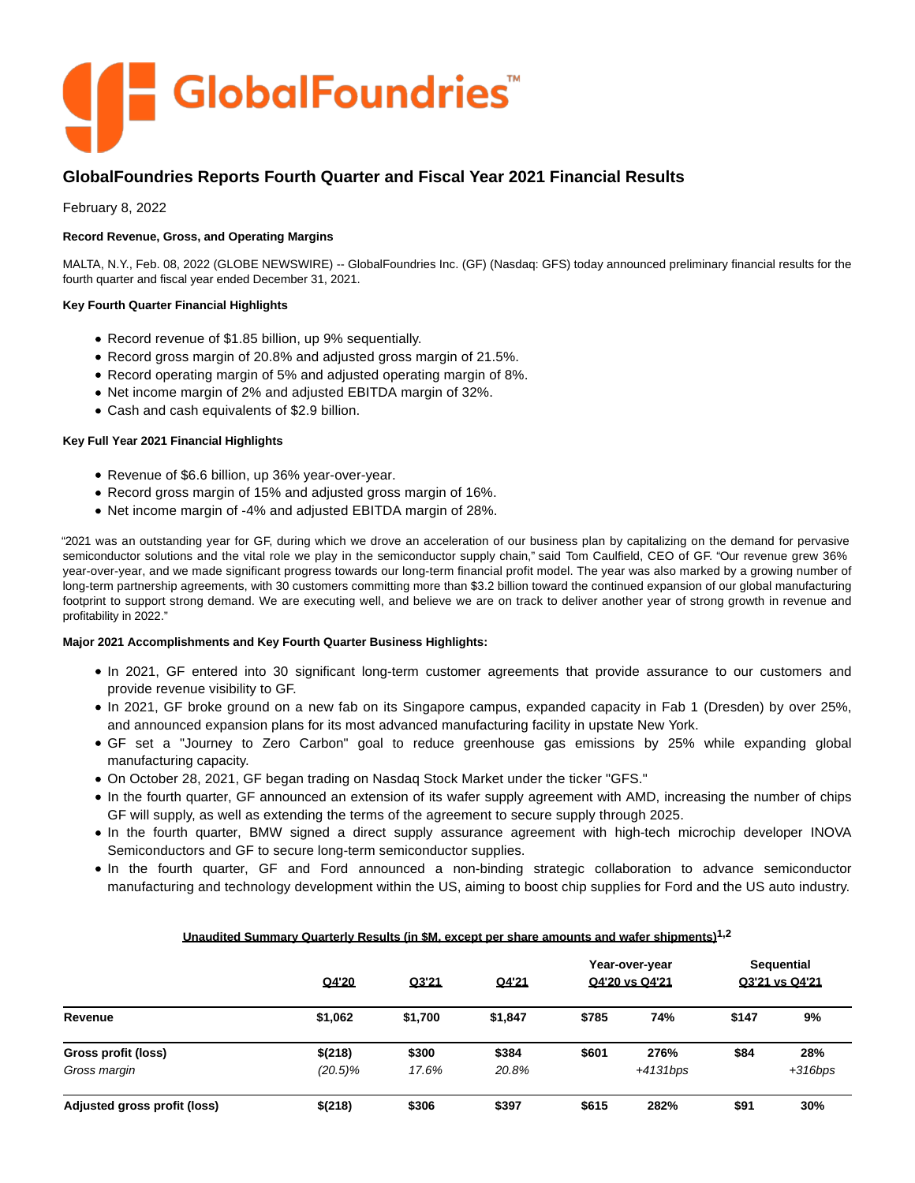# GlobalFoundries Reports Fourth Quarter and Fiscal Year 2021 Financial Results

February 8, 2022

**Record Revenue, Gross, and Operating Margins**

MALTA, N.Y., Feb. 08, 2022 (GLOBE NEWSWIRE) -- GlobalFoundries Inc. (GF) (Nasdaq: GFS) today announced preliminary financial results for the fourth quarter and fiscal year ended December 31, 2021.

**Key Fourth Quarter Financial Highlights**

- Record revenue of $1.85 billion, up 9% sequentially.
- Record gross margin of 20.8% and adjusted gross margin of 21.5%.
- Record operating margin of 5% and adjusted operating margin of 8%.
- Net income margin of 2% and adjusted EBITDA margin of 32%.
- Cash and cash equivalents of $2.9 billion.

**Key Full Year 2021 Financial Highlights**

- Revenue of $6.6 billion, up 36% year-over-year.
- Record gross margin of 15% and adjusted gross margin of 16%.
- Net income margin of -4% and adjusted EBITDA margin of 28%.

"2021 was an outstanding year for GF, during which we drove an acceleration of our business plan by capitalizing on the demand for pervasive semiconductor solutions and the vital role we play in the semiconductor supply chain," said Tom Caulfield, CEO of GF. "Our revenue grew 36% year-over-year, and we made significant progress towards our long-term financial profit model. The year was also marked by a growing number of long-term partnership agreements, with 30 customers committing more than $3.2 billion toward the continued expansion of our global manufacturing footprint to support strong demand. We are executing well, and believe we are on track to deliver another year of strong growth in revenue and profitability in 2022."

**Major 2021 Accomplishments and Key Fourth Quarter Business Highlights:**

- In 2021, GF entered into 30 significant long-term customer agreements that provide assurance to our customers and provide revenue visibility to GF.
- In 2021, GF broke ground on a new fab on its Singapore campus, expanded capacity in Fab 1 (Dresden) by over 25%, and announced expansion plans for its most advanced manufacturing facility in upstate New York.
- GF set a "Journey to Zero Carbon" goal to reduce greenhouse gas emissions by 25% while expanding global manufacturing capacity.
- On October 28, 2021, GF began trading on Nasdaq Stock Market under the ticker "GFS."
- In the fourth quarter, GF announced an extension of its wafer supply agreement with AMD, increasing the number of chips GF will supply, as well as extending the terms of the agreement to secure supply through 2025.
- In the fourth quarter, BMW signed a direct supply assurance agreement with high-tech microchip developer INOVA Semiconductors and GF to secure long-term semiconductor supplies.
- In the fourth quarter, GF and Ford announced a non-binding strategic collaboration to advance semiconductor manufacturing and technology development within the US, aiming to boost chip supplies for Ford and the US auto industry.

**Unaudited Summary Quarterly Results (in $M, except per share amounts and wafer shipments)[1,2]**

| | Q4'20 | Q3'21 | Q4'21 | Year-over-year Q4'20 vs Q4'21 | | Sequential Q3'21 vs Q4'21 | |
|---|---|---|---|---|---|---|---|
| **Revenue** | **$1,062** | **$1,700** | **$1,847** | **$785** | **74%** | **$147** | **9%** |
| **Gross profit (loss)** | **$(218)** | **$300** | **$384** | **$601** | **276%** | **$84** | **28%** |
| *Gross margin* | *(20.5)%* | *17.6%* | *20.8%* | | *+4131bps* | | *+316bps* |
| **Adjusted gross profit (loss)** | **$(218)** | **$306** | **$397** | **$615** | **282%** | **$91** | **30%** |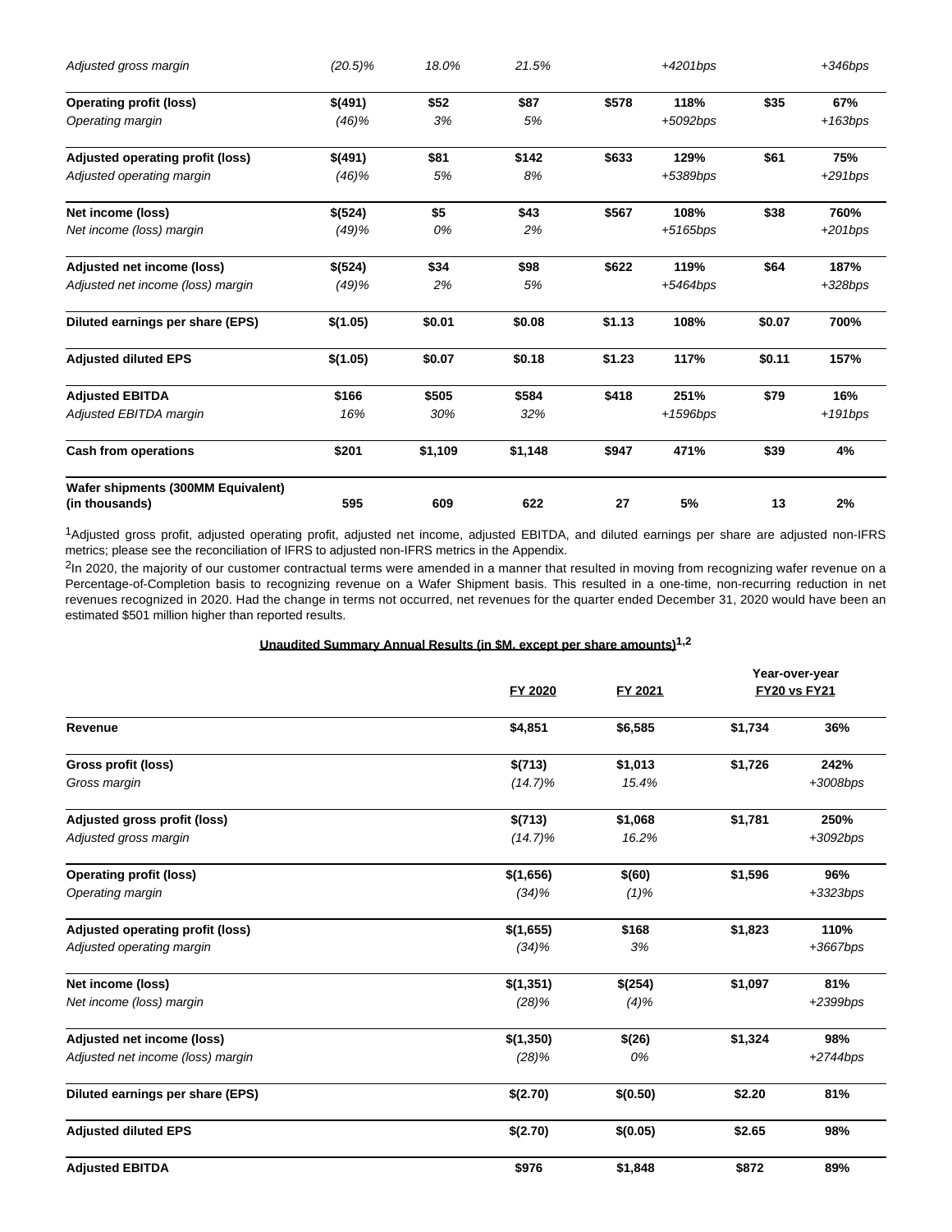| | | | | | | | |
|---|---|---|---|---|---|---|---|
| *Adjusted gross margin* | *(20.5)%* | *18.0%* | *21.5%* | | *+4201bps* | | *+346bps* |
| **Operating profit (loss)** | **$(491)** | **$52** | **$87** | **$578** | **118%** | **$35** | **67%** |
| *Operating margin* | *(46)%* | *3%* | *5%* | | *+5092bps* | | *+163bps* |
| **Adjusted operating profit (loss)** | **$(491)** | **$81** | **$142** | **$633** | **129%** | **$61** | **75%** |
| *Adjusted operating margin* | *(46)%* | *5%* | *8%* | | *+5389bps* | | *+291bps* |
| **Net income (loss)** | **$(524)** | **$5** | **$43** | **$567** | **108%** | **$38** | **760%** |
| *Net income (loss) margin* | *(49)%* | *0%* | *2%* | | *+5165bps* | | *+201bps* |
| **Adjusted net income (loss)** | **$(524)** | **$34** | **$98** | **$622** | **119%** | **$64** | **187%** |
| *Adjusted net income (loss) margin* | *(49)%* | *2%* | *5%* | | *+5464bps* | | *+328bps* |
| **Diluted earnings per share (EPS)** | **$(1.05)** | **$0.01** | **$0.08** | **$1.13** | **108%** | **$0.07** | **700%** |
| **Adjusted diluted EPS** | **$(1.05)** | **$0.07** | **$0.18** | **$1.23** | **117%** | **$0.11** | **157%** |
| **Adjusted EBITDA** | **$166** | **$505** | **$584** | **$418** | **251%** | **$79** | **16%** |
| *Adjusted EBITDA margin* | *16%* | *30%* | *32%* | | *+1596bps* | | *+191bps* |
| **Cash from operations** | **$201** | **$1,109** | **$1,148** | **$947** | **471%** | **$39** | **4%** |
| **Wafer shipments (300MM Equivalent) (in thousands)** | **595** | **609** | **622** | **27** | **5%** | **13** | **2%** |

[1]Adjusted gross profit, adjusted operating profit, adjusted net income, adjusted EBITDA, and diluted earnings per share are adjusted non-IFRS metrics; please see the reconciliation of IFRS to adjusted non-IFRS metrics in the Appendix.

[2]In 2020, the majority of our customer contractual terms were amended in a manner that resulted in moving from recognizing wafer revenue on a Percentage-of-Completion basis to recognizing revenue on a Wafer Shipment basis. This resulted in a one-time, non-recurring reduction in net revenues recognized in 2020. Had the change in terms not occurred, net revenues for the quarter ended December 31, 2020 would have been an estimated $501 million higher than reported results.

**Unaudited Summary Annual Results (in $M, except per share amounts)[1,2]**

| | FY 2020 | FY 2021 | Year-over-year FY20 vs FY21 | |
|---|---|---|---|---|
| **Revenue** | **$4,851** | **$6,585** | **$1,734** | **36%** |
| **Gross profit (loss)** | **$(713)** | **$1,013** | **$1,726** | **242%** |
| *Gross margin* | *(14.7)%* | *15.4%* | | *+3008bps* |
| **Adjusted gross profit (loss)** | **$(713)** | **$1,068** | **$1,781** | **250%** |
| *Adjusted gross margin* | *(14.7)%* | *16.2%* | | *+3092bps* |
| **Operating profit (loss)** | **$(1,656)** | **$(60)** | **$1,596** | **96%** |
| *Operating margin* | *(34)%* | *(1)%* | | *+3323bps* |
| **Adjusted operating profit (loss)** | **$(1,655)** | **$168** | **$1,823** | **110%** |
| *Adjusted operating margin* | *(34)%* | *3%* | | *+3667bps* |
| **Net income (loss)** | **$(1,351)** | **$(254)** | **$1,097** | **81%** |
| *Net income (loss) margin* | *(28)%* | *(4)%* | | *+2399bps* |
| **Adjusted net income (loss)** | **$(1,350)** | **$(26)** | **$1,324** | **98%** |
| *Adjusted net income (loss) margin* | *(28)%* | *0%* | | *+2744bps* |
| **Diluted earnings per share (EPS)** | **$(2.70)** | **$(0.50)** | **$2.20** | **81%** |
| **Adjusted diluted EPS** | **$(2.70)** | **$(0.05)** | **$2.65** | **98%** |
| **Adjusted EBITDA** | **$976** | **$1,848** | **$872** | **89%** |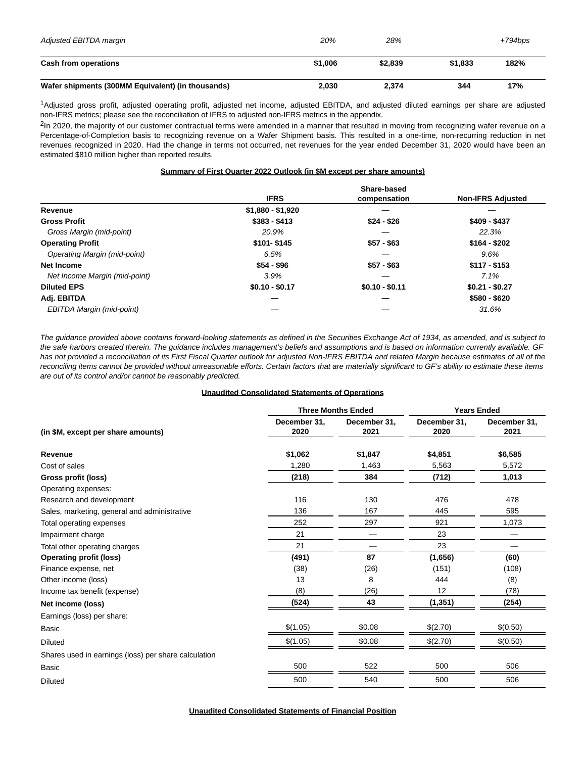| | | | | |
|---|---|---|---|---|
| *Adjusted EBITDA margin* | *20%* | *28%* | | *+794bps* |
| **Cash from operations** | **$1,006** | **$2,839** | **$1,833** | **182%** |
| **Wafer shipments (300MM Equivalent) (in thousands)** | **2,030** | **2,374** | **344** | **17%** |

[1]Adjusted gross profit, adjusted operating profit, adjusted net income, adjusted EBITDA, and adjusted diluted earnings per share are adjusted non-IFRS metrics; please see the reconciliation of IFRS to adjusted non-IFRS metrics in the appendix.

[2]In 2020, the majority of our customer contractual terms were amended in a manner that resulted in moving from recognizing wafer revenue on a Percentage-of-Completion basis to recognizing revenue on a Wafer Shipment basis. This resulted in a one-time, non-recurring reduction in net revenues recognized in 2020. Had the change in terms not occurred, net revenues for the year ended December 31, 2020 would have been an estimated $810 million higher than reported results.

**Summary of First Quarter 2022 Outlook (in $M except per share amounts)**

| | IFRS | Share-based compensation | Non-IFRS Adjusted |
|---|---|---|---|
| **Revenue** | **$1,880 - $1,920** | **—** | **—** |
| **Gross Profit** | **$383 - $413** | **$24 - $26** | **$409 - $437** |
| *Gross Margin (mid-point)* | *20.9%* | — | *22.3%* |
| **Operating Profit** | **$101- $145** | **$57 - $63** | **$164 - $202** |
| *Operating Margin (mid-point)* | *6.5%* | — | *9.6%* |
| **Net Income** | **$54 - $96** | **$57 - $63** | **$117 - $153** |
| *Net Income Margin (mid-point)* | *3.9%* | — | *7.1%* |
| **Diluted EPS** | **$0.10 - $0.17** | **$0.10 - $0.11** | **$0.21 - $0.27** |
| **Adj. EBITDA** | **—** | **—** | **$580 - $620** |
| *EBITDA Margin (mid-point)* | — | — | *31.6%* |

*The guidance provided above contains forward-looking statements as defined in the Securities Exchange Act of 1934, as amended, and is subject to the safe harbors created therein. The guidance includes management's beliefs and assumptions and is based on information currently available. GF has not provided a reconciliation of its First Fiscal Quarter outlook for adjusted Non-IFRS EBITDA and related Margin because estimates of all of the reconciling items cannot be provided without unreasonable efforts. Certain factors that are materially significant to GF's ability to estimate these items are out of its control and/or cannot be reasonably predicted.*

**Unaudited Consolidated Statements of Operations**

| | Three Months Ended | | Years Ended | |
|---|---|---|---|---|
| **(in $M, except per share amounts)** | **December 31, 2020** | **December 31, 2021** | **December 31, 2020** | **December 31, 2021** |
| **Revenue** | **$1,062** | **$1,847** | **$4,851** | **$6,585** |
| Cost of sales | 1,280 | 1,463 | 5,563 | 5,572 |
| **Gross profit (loss)** | **(218)** | **384** | **(712)** | **1,013** |
| Operating expenses: | | | | |
| Research and development | 116 | 130 | 476 | 478 |
| Sales, marketing, general and administrative | 136 | 167 | 445 | 595 |
| Total operating expenses | 252 | 297 | 921 | 1,073 |
| Impairment charge | 21 | — | 23 | — |
| Total other operating charges | 21 | — | 23 | — |
| **Operating profit (loss)** | **(491)** | **87** | **(1,656)** | **(60)** |
| Finance expense, net | (38) | (26) | (151) | (108) |
| Other income (loss) | 13 | 8 | 444 | (8) |
| Income tax benefit (expense) | (8) | (26) | 12 | (78) |
| **Net income (loss)** | **(524)** | **43** | **(1,351)** | **(254)** |
| Earnings (loss) per share: | | | | |
| Basic | $(1.05) | $0.08 | $(2.70) | $(0.50) |
| Diluted | $(1.05) | $0.08 | $(2.70) | $(0.50) |
| Shares used in earnings (loss) per share calculation | | | | |
| Basic | 500 | 522 | 500 | 506 |
| Diluted | 500 | 540 | 500 | 506 |

**Unaudited Consolidated Statements of Financial Position**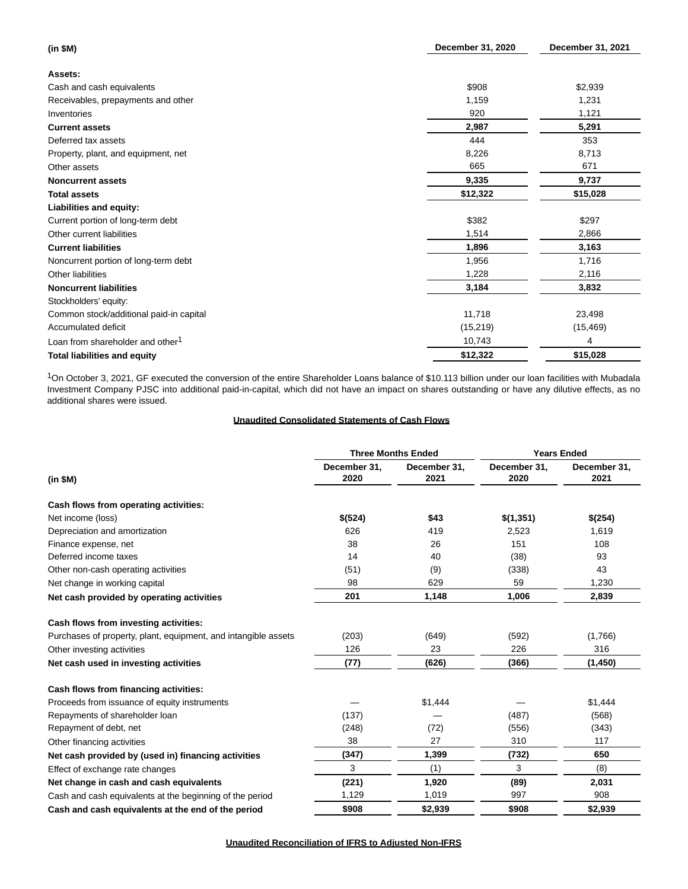| (in $M) | December 31, 2020 | December 31, 2021 |
|---|---|---|
| **Assets:** | | |
| Cash and cash equivalents | $908 | $2,939 |
| Receivables, prepayments and other | 1,159 | 1,231 |
| Inventories | 920 | 1,121 |
| **Current assets** | **2,987** | **5,291** |
| Deferred tax assets | 444 | 353 |
| Property, plant, and equipment, net | 8,226 | 8,713 |
| Other assets | 665 | 671 |
| **Noncurrent assets** | **9,335** | **9,737** |
| **Total assets** | **$12,322** | **$15,028** |
| **Liabilities and equity:** | | |
| Current portion of long-term debt | $382 | $297 |
| Other current liabilities | 1,514 | 2,866 |
| **Current liabilities** | **1,896** | **3,163** |
| Noncurrent portion of long-term debt | 1,956 | 1,716 |
| Other liabilities | 1,228 | 2,116 |
| **Noncurrent liabilities** | **3,184** | **3,832** |
| Stockholders' equity: | | |
| Common stock/additional paid-in capital | 11,718 | 23,498 |
| Accumulated deficit | (15,219) | (15,469) |
| Loan from shareholder and other[1] | 10,743 | 4 |
| **Total liabilities and equity** | **$12,322** | **$15,028** |

[1]On October 3, 2021, GF executed the conversion of the entire Shareholder Loans balance of $10.113 billion under our loan facilities with Mubadala Investment Company PJSC into additional paid-in-capital, which did not have an impact on shares outstanding or have any dilutive effects, as no additional shares were issued.

**Unaudited Consolidated Statements of Cash Flows**

| | Three Months Ended | | Years Ended | |
|---|---|---|---|---|
| (in $M) | December 31, 2020 | December 31, 2021 | December 31, 2020 | December 31, 2021 |
| **Cash flows from operating activities:** | | | | |
| Net income (loss) | **$(524)** | **$43** | **$(1,351)** | **$(254)** |
| Depreciation and amortization | 626 | 419 | 2,523 | 1,619 |
| Finance expense, net | 38 | 26 | 151 | 108 |
| Deferred income taxes | 14 | 40 | (38) | 93 |
| Other non-cash operating activities | (51) | (9) | (338) | 43 |
| Net change in working capital | 98 | 629 | 59 | 1,230 |
| **Net cash provided by operating activities** | **201** | **1,148** | **1,006** | **2,839** |
| **Cash flows from investing activities:** | | | | |
| Purchases of property, plant, equipment, and intangible assets | (203) | (649) | (592) | (1,766) |
| Other investing activities | 126 | 23 | 226 | 316 |
| **Net cash used in investing activities** | **(77)** | **(626)** | **(366)** | **(1,450)** |
| **Cash flows from financing activities:** | | | | |
| Proceeds from issuance of equity instruments | — | $1,444 | — | $1,444 |
| Repayments of shareholder loan | (137) | — | (487) | (568) |
| Repayment of debt, net | (248) | (72) | (556) | (343) |
| Other financing activities | 38 | 27 | 310 | 117 |
| **Net cash provided by (used in) financing activities** | **(347)** | **1,399** | **(732)** | **650** |
| Effect of exchange rate changes | 3 | (1) | 3 | (8) |
| **Net change in cash and cash equivalents** | **(221)** | **1,920** | **(89)** | **2,031** |
| Cash and cash equivalents at the beginning of the period | 1,129 | 1,019 | 997 | 908 |
| **Cash and cash equivalents at the end of the period** | **$908** | **$2,939** | **$908** | **$2,939** |

**Unaudited Reconciliation of IFRS to Adjusted Non-IFRS**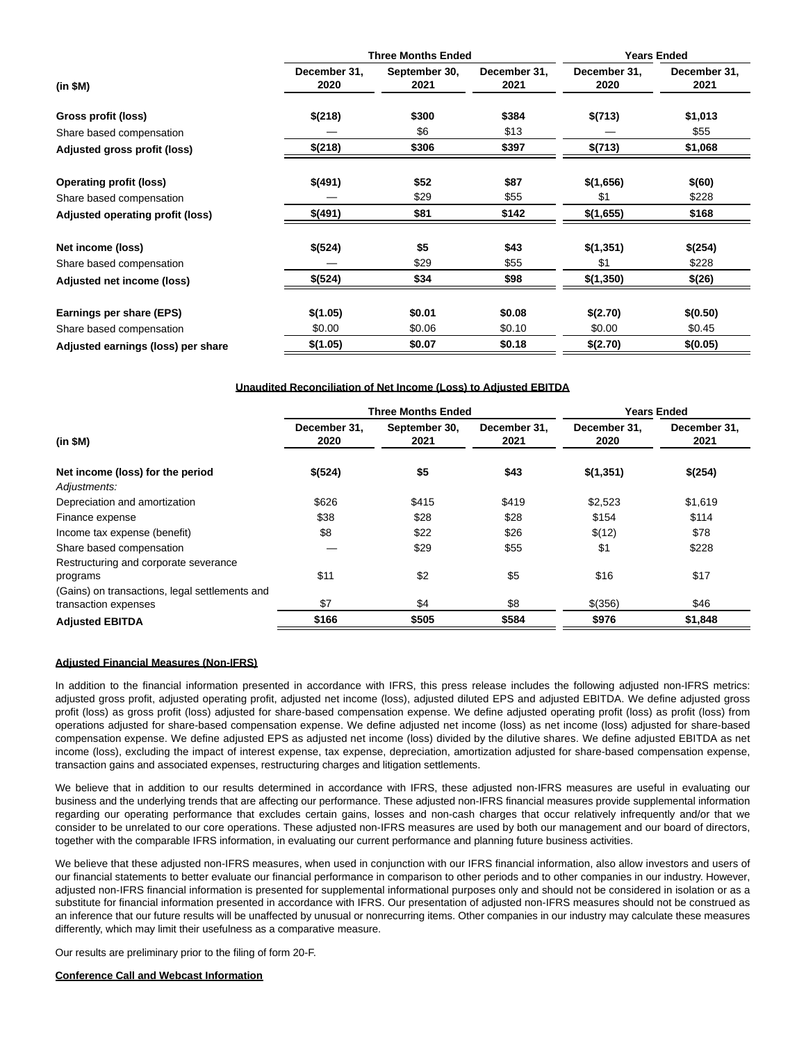| (in $M) | Three Months Ended | | | Years Ended | |
|---|---|---|---|---|---|
| | December 31, 2020 | September 30, 2021 | December 31, 2021 | December 31, 2020 | December 31, 2021 |
| **Gross profit (loss)** | **$(218)** | **$300** | **$384** | **$(713)** | **$1,013** |
| Share based compensation | — | $6 | $13 | — | $55 |
| **Adjusted gross profit (loss)** | **$(218)** | **$306** | **$397** | **$(713)** | **$1,068** |
| **Operating profit (loss)** | **$(491)** | **$52** | **$87** | **$(1,656)** | **$(60)** |
| Share based compensation | — | $29 | $55 | $1 | $228 |
| **Adjusted operating profit (loss)** | **$(491)** | **$81** | **$142** | **$(1,655)** | **$168** |
| **Net income (loss)** | **$(524)** | **$5** | **$43** | **$(1,351)** | **$(254)** |
| Share based compensation | — | $29 | $55 | $1 | $228 |
| **Adjusted net income (loss)** | **$(524)** | **$34** | **$98** | **$(1,350)** | **$(26)** |
| **Earnings per share (EPS)** | **$(1.05)** | **$0.01** | **$0.08** | **$(2.70)** | **$(0.50)** |
| Share based compensation | $0.00 | $0.06 | $0.10 | $0.00 | $0.45 |
| **Adjusted earnings (loss) per share** | **$(1.05)** | **$0.07** | **$0.18** | **$(2.70)** | **$(0.05)** |

**Unaudited Reconciliation of Net Income (Loss) to Adjusted EBITDA**

| (in $M) | Three Months Ended | | | Years Ended | |
|---|---|---|---|---|---|
| | December 31, 2020 | September 30, 2021 | December 31, 2021 | December 31, 2020 | December 31, 2021 |
| **Net income (loss) for the period** | **$(524)** | **$5** | **$43** | **$(1,351)** | **$(254)** |
| *Adjustments:* | | | | | |
| Depreciation and amortization | $626 | $415 | $419 | $2,523 | $1,619 |
| Finance expense | $38 | $28 | $28 | $154 | $114 |
| Income tax expense (benefit) | $8 | $22 | $26 | $(12) | $78 |
| Share based compensation | — | $29 | $55 | $1 | $228 |
| Restructuring and corporate severance programs | $11 | $2 | $5 | $16 | $17 |
| (Gains) on transactions, legal settlements and transaction expenses | $7 | $4 | $8 | $(356) | $46 |
| **Adjusted EBITDA** | **$166** | **$505** | **$584** | **$976** | **$1,848** |

**Adjusted Financial Measures (Non-IFRS)**

In addition to the financial information presented in accordance with IFRS, this press release includes the following adjusted non-IFRS metrics: adjusted gross profit, adjusted operating profit, adjusted net income (loss), adjusted diluted EPS and adjusted EBITDA. We define adjusted gross profit (loss) as gross profit (loss) adjusted for share-based compensation expense. We define adjusted operating profit (loss) as profit (loss) from operations adjusted for share-based compensation expense. We define adjusted net income (loss) as net income (loss) adjusted for share-based compensation expense. We define adjusted EPS as adjusted net income (loss) divided by the dilutive shares. We define adjusted EBITDA as net income (loss), excluding the impact of interest expense, tax expense, depreciation, amortization adjusted for share-based compensation expense, transaction gains and associated expenses, restructuring charges and litigation settlements.

We believe that in addition to our results determined in accordance with IFRS, these adjusted non-IFRS measures are useful in evaluating our business and the underlying trends that are affecting our performance. These adjusted non-IFRS financial measures provide supplemental information regarding our operating performance that excludes certain gains, losses and non-cash charges that occur relatively infrequently and/or that we consider to be unrelated to our core operations. These adjusted non-IFRS measures are used by both our management and our board of directors, together with the comparable IFRS information, in evaluating our current performance and planning future business activities.

We believe that these adjusted non-IFRS measures, when used in conjunction with our IFRS financial information, also allow investors and users of our financial statements to better evaluate our financial performance in comparison to other periods and to other companies in our industry. However, adjusted non-IFRS financial information is presented for supplemental informational purposes only and should not be considered in isolation or as a substitute for financial information presented in accordance with IFRS. Our presentation of adjusted non-IFRS measures should not be construed as an inference that our future results will be unaffected by unusual or nonrecurring items. Other companies in our industry may calculate these measures differently, which may limit their usefulness as a comparative measure.

Our results are preliminary prior to the filing of form 20-F.

**Conference Call and Webcast Information**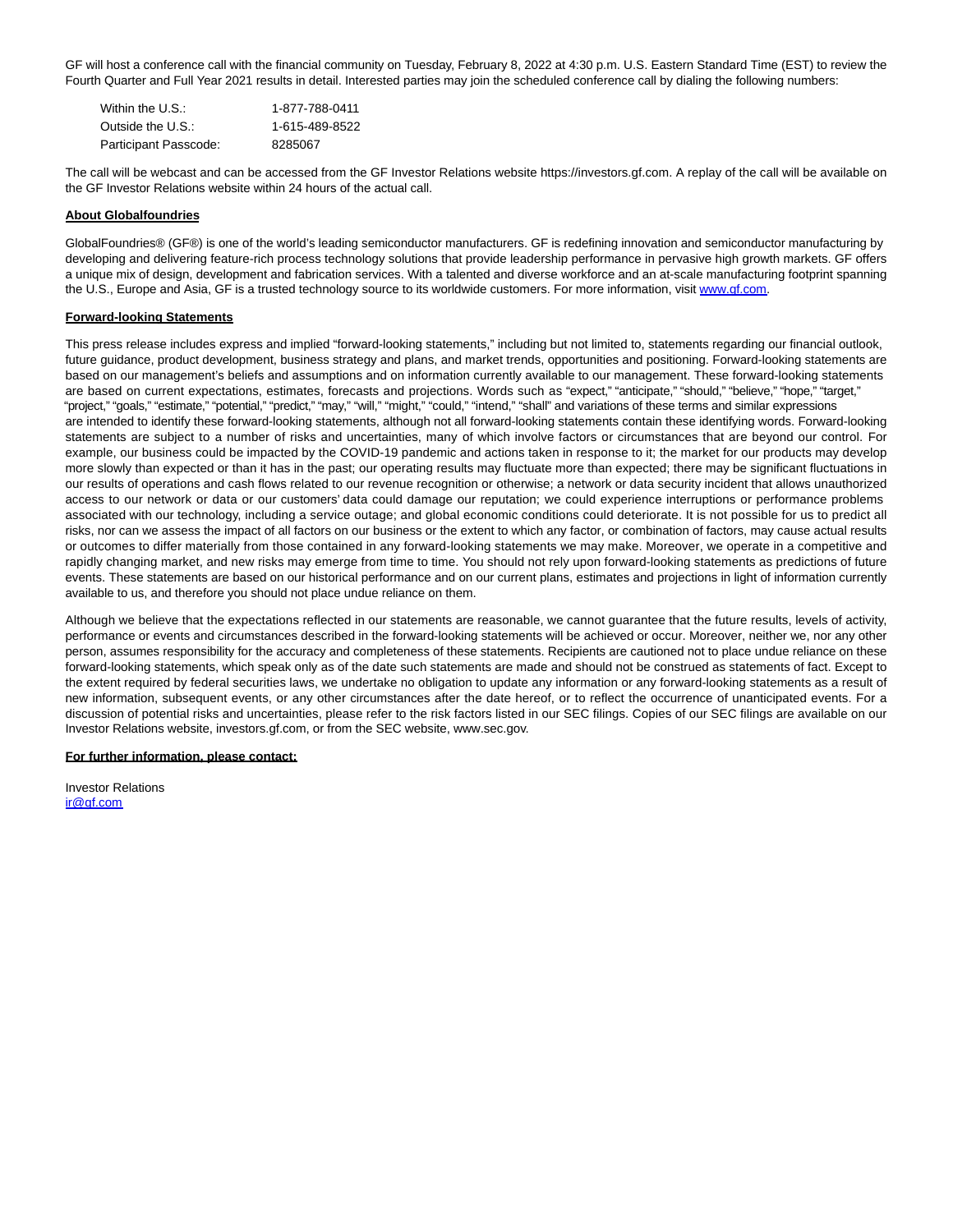GF will host a conference call with the financial community on Tuesday, February 8, 2022 at 4:30 p.m. U.S. Eastern Standard Time (EST) to review the Fourth Quarter and Full Year 2021 results in detail. Interested parties may join the scheduled conference call by dialing the following numbers:

| | |
|---|---|
| Within the U.S.: | 1-877-788-0411 |
| Outside the U.S.: | 1-615-489-8522 |
| Participant Passcode: | 8285067 |

The call will be webcast and can be accessed from the GF Investor Relations website https://investors.gf.com. A replay of the call will be available on the GF Investor Relations website within 24 hours of the actual call.

**About Globalfoundries**

GlobalFoundries® (GF®) is one of the world's leading semiconductor manufacturers. GF is redefining innovation and semiconductor manufacturing by developing and delivering feature-rich process technology solutions that provide leadership performance in pervasive high growth markets. GF offers a unique mix of design, development and fabrication services. With a talented and diverse workforce and an at-scale manufacturing footprint spanning the U.S., Europe and Asia, GF is a trusted technology source to its worldwide customers. For more information, visit www.gf.com.

**Forward-looking Statements**

This press release includes express and implied "forward-looking statements," including but not limited to, statements regarding our financial outlook, future guidance, product development, business strategy and plans, and market trends, opportunities and positioning. Forward-looking statements are based on our management's beliefs and assumptions and on information currently available to our management. These forward-looking statements are based on current expectations, estimates, forecasts and projections. Words such as "expect," "anticipate," "should," "believe," "hope," "target," "project," "goals," "estimate," "potential," "predict," "may," "will," "might," "could," "intend," "shall" and variations of these terms and similar expressions are intended to identify these forward-looking statements, although not all forward-looking statements contain these identifying words. Forward-looking statements are subject to a number of risks and uncertainties, many of which involve factors or circumstances that are beyond our control. For example, our business could be impacted by the COVID-19 pandemic and actions taken in response to it; the market for our products may develop more slowly than expected or than it has in the past; our operating results may fluctuate more than expected; there may be significant fluctuations in our results of operations and cash flows related to our revenue recognition or otherwise; a network or data security incident that allows unauthorized access to our network or data or our customers' data could damage our reputation; we could experience interruptions or performance problems associated with our technology, including a service outage; and global economic conditions could deteriorate. It is not possible for us to predict all risks, nor can we assess the impact of all factors on our business or the extent to which any factor, or combination of factors, may cause actual results or outcomes to differ materially from those contained in any forward-looking statements we may make. Moreover, we operate in a competitive and rapidly changing market, and new risks may emerge from time to time. You should not rely upon forward-looking statements as predictions of future events. These statements are based on our historical performance and on our current plans, estimates and projections in light of information currently available to us, and therefore you should not place undue reliance on them.

Although we believe that the expectations reflected in our statements are reasonable, we cannot guarantee that the future results, levels of activity, performance or events and circumstances described in the forward-looking statements will be achieved or occur. Moreover, neither we, nor any other person, assumes responsibility for the accuracy and completeness of these statements. Recipients are cautioned not to place undue reliance on these forward-looking statements, which speak only as of the date such statements are made and should not be construed as statements of fact. Except to the extent required by federal securities laws, we undertake no obligation to update any information or any forward-looking statements as a result of new information, subsequent events, or any other circumstances after the date hereof, or to reflect the occurrence of unanticipated events. For a discussion of potential risks and uncertainties, please refer to the risk factors listed in our SEC filings. Copies of our SEC filings are available on our Investor Relations website, investors.gf.com, or from the SEC website, www.sec.gov.

**For further information, please contact:**

Investor Relations
ir@gf.com